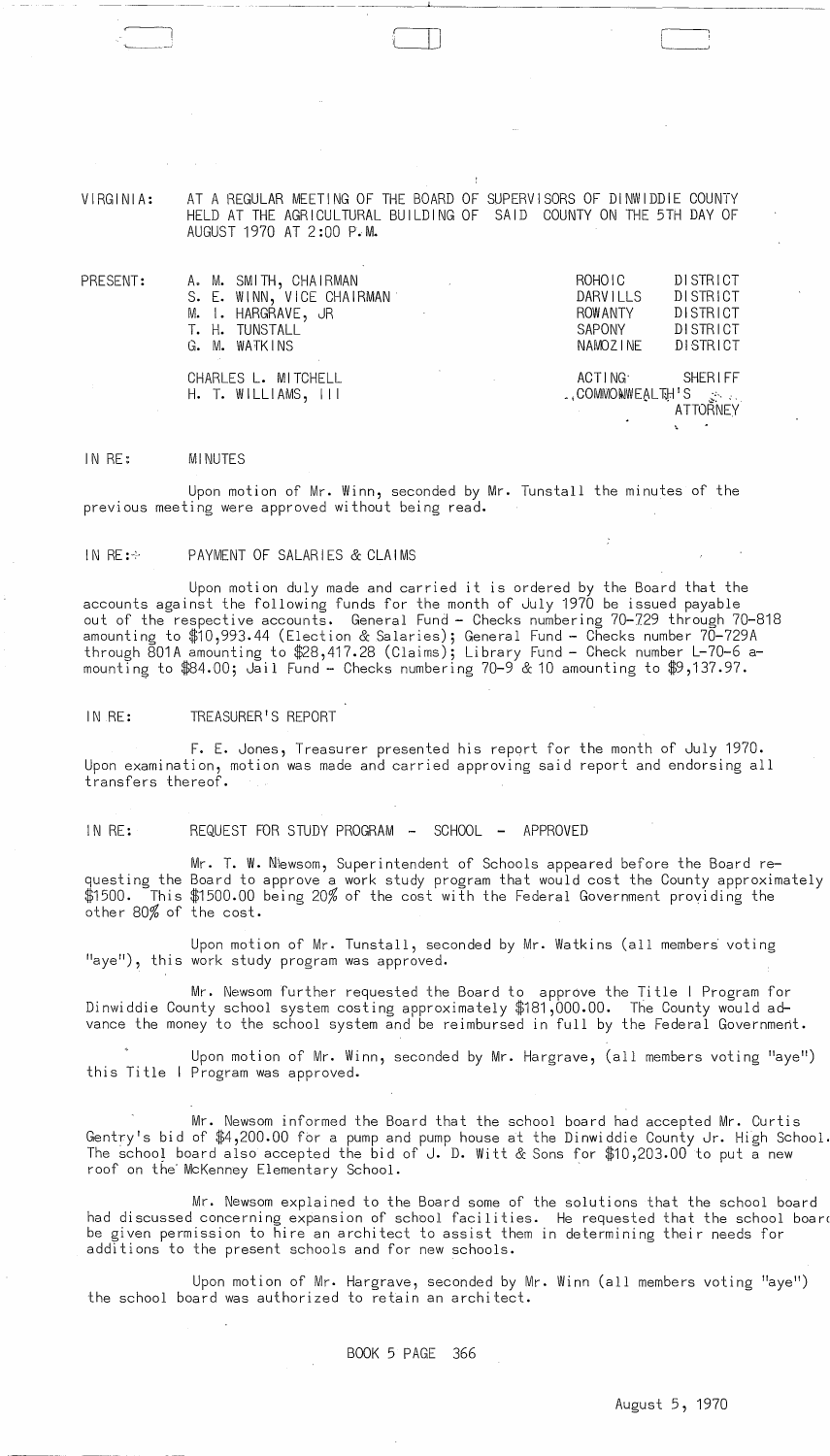VIRGINIA: AT A REGULAR MEETING OF THE BOARD OF SUPERVISORS OF DINWIDDIE COUNTY HELD AT THE AGRICULTURAL BUILDING OF SAID COUNTY ON THE 5TH DAY OF AUGUST 1970 AT 2:00 P.M.

| PRESENT: | | |
|---|---|---|
| | A. M. SMITH, CHAIRMAN | ROHOIC DISTRICT |
| | S. E. WINN, VICE CHAIRMAN | DARVILLS DISTRICT |
| | M. I. HARGRAVE, JR | ROWANTY DISTRICT |
| | T. H. TUNSTALL | SAPONY DISTRICT |
| | G. M. WATKINS | NAMOZINE DISTRICT |
| | CHARLES L. MITCHELL | ACTING SHERIFF |
| | H. T. WILLIAMS, III | COMMONWEALTH'S ATTORNEY |

IN RE: MINUTES

Upon motion of Mr. Winn, seconded by Mr. Tunstall the minutes of the previous meeting were approved without being read.

IN RE: PAYMENT OF SALARIES & CLAIMS

Upon motion duly made and carried it is ordered by the Board that the accounts against the following funds for the month of July 1970 be issued payable out of the respective accounts. General Fund - Checks numbering 70-729 through 70-818 amounting to $10,993.44 (Election & Salaries); General Fund - Checks number 70-729A through 801A amounting to $28,417.28 (Claims); Library Fund - Check number L-70-6 amounting to $84.00; Jail Fund - Checks numbering 70-9 & 10 amounting to $9,137.97.

IN RE: TREASURER'S REPORT

F. E. Jones, Treasurer presented his report for the month of July 1970. Upon examination, motion was made and carried approving said report and endorsing all transfers thereof.

IN RE: REQUEST FOR STUDY PROGRAM - SCHOOL - APPROVED

Mr. T. W. Newsom, Superintendent of Schools appeared before the Board requesting the Board to approve a work study program that would cost the County approximately $1500. This $1500.00 being 20% of the cost with the Federal Government providing the other 80% of the cost.

Upon motion of Mr. Tunstall, seconded by Mr. Watkins (all members voting "aye"), this work study program was approved.

Mr. Newsom further requested the Board to approve the Title I Program for Dinwiddie County school system costing approximately $181,000.00. The County would advance the money to the school system and be reimbursed in full by the Federal Government.

Upon motion of Mr. Winn, seconded by Mr. Hargrave, (all members voting "aye") this Title I Program was approved.

Mr. Newsom informed the Board that the school board had accepted Mr. Curtis Gentry's bid of $4,200.00 for a pump and pump house at the Dinwiddie County Jr. High School. The school board also accepted the bid of J. D. Witt & Sons for $10,203.00 to put a new roof on the McKenney Elementary School.

Mr. Newsom explained to the Board some of the solutions that the school board had discussed concerning expansion of school facilities. He requested that the school board be given permission to hire an architect to assist them in determining their needs for additions to the present schools and for new schools.

Upon motion of Mr. Hargrave, seconded by Mr. Winn (all members voting "aye") the school board was authorized to retain an architect.

BOOK 5 PAGE 366

August 5, 1970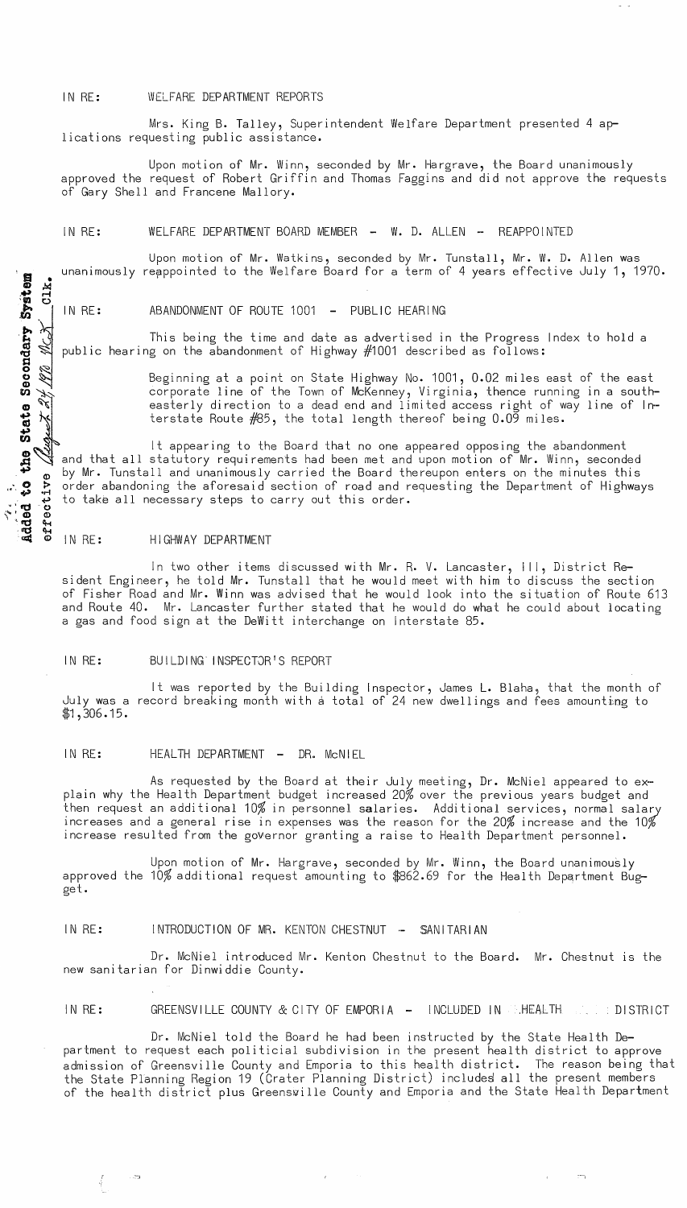IN RE: WELFARE DEPARTMENT REPORTS

Mrs. King B. Talley, Superintendent Welfare Department presented 4 applications requesting public assistance.

Upon motion of Mr. Winn, seconded by Mr. Hargrave, the Board unanimously approved the request of Robert Griffin and Thomas Faggins and did not approve the requests of Gary Shell and Francene Mallory.

IN RE: WELFARE DEPARTMENT BOARD MEMBER - W. D. ALLEN - REAPPOINTED

Upon motion of Mr. Watkins, seconded by Mr. Tunstall, Mr. W. D. Allen was unanimously reappointed to the Welfare Board for a term of 4 years effective July 1, 1970.

Added to the State Secondary System effective August 24, 1970 ___ Clk.

IN RE: ABANDONMENT OF ROUTE 1001 - PUBLIC HEARING

This being the time and date as advertised in the Progress Index to hold a public hearing on the abandonment of Highway #1001 described as follows:

> Beginning at a point on State Highway No. 1001, 0.02 miles east of the east corporate line of the Town of McKenney, Virginia, thence running in a southeasterly direction to a dead end and limited access right of way line of Interstate Route #85, the total length thereof being 0.09 miles.

It appearing to the Board that no one appeared opposing the abandonment and that all statutory requirements had been met and upon motion of Mr. Winn, seconded by Mr. Tunstall and unanimously carried the Board thereupon enters on the minutes this order abandoning the aforesaid section of road and requesting the Department of Highways to take all necessary steps to carry out this order.

IN RE: HIGHWAY DEPARTMENT

In two other items discussed with Mr. R. V. Lancaster, III, District Resident Engineer, he told Mr. Tunstall that he would meet with him to discuss the section of Fisher Road and Mr. Winn was advised that he would look into the situation of Route 613 and Route 40. Mr. Lancaster further stated that he would do what he could about locating a gas and food sign at the DeWitt interchange on Interstate 85.

IN RE: BUILDING INSPECTOR'S REPORT

It was reported by the Building Inspector, James L. Blaha, that the month of July was a record breaking month with a total of 24 new dwellings and fees amounting to $1,306.15.

IN RE: HEALTH DEPARTMENT - DR. McNIEL

As requested by the Board at their July meeting, Dr. McNiel appeared to explain why the Health Department budget increased 20% over the previous years budget and then request an additional 10% in personnel salaries. Additional services, normal salary increases and a general rise in expenses was the reason for the 20% increase and the 10% increase resulted from the governor granting a raise to Health Department personnel.

Upon motion of Mr. Hargrave, seconded by Mr. Winn, the Board unanimously approved the 10% additional request amounting to $862.69 for the Health Department Bugget.

IN RE: INTRODUCTION OF MR. KENTON CHESTNUT - SANITARIAN

Dr. McNiel introduced Mr. Kenton Chestnut to the Board. Mr. Chestnut is the new sanitarian for Dinwiddie County.

IN RE: GREENSVILLE COUNTY & CITY OF EMPORIA - INCLUDED IN HEALTH DISTRICT

Dr. McNiel told the Board he had been instructed by the State Health Department to request each politicial subdivision in the present health district to approve admission of Greensville County and Emporia to this health district. The reason being that the State Planning Region 19 (Crater Planning District) includes all the present members of the health district plus Greensville County and Emporia and the State Health Department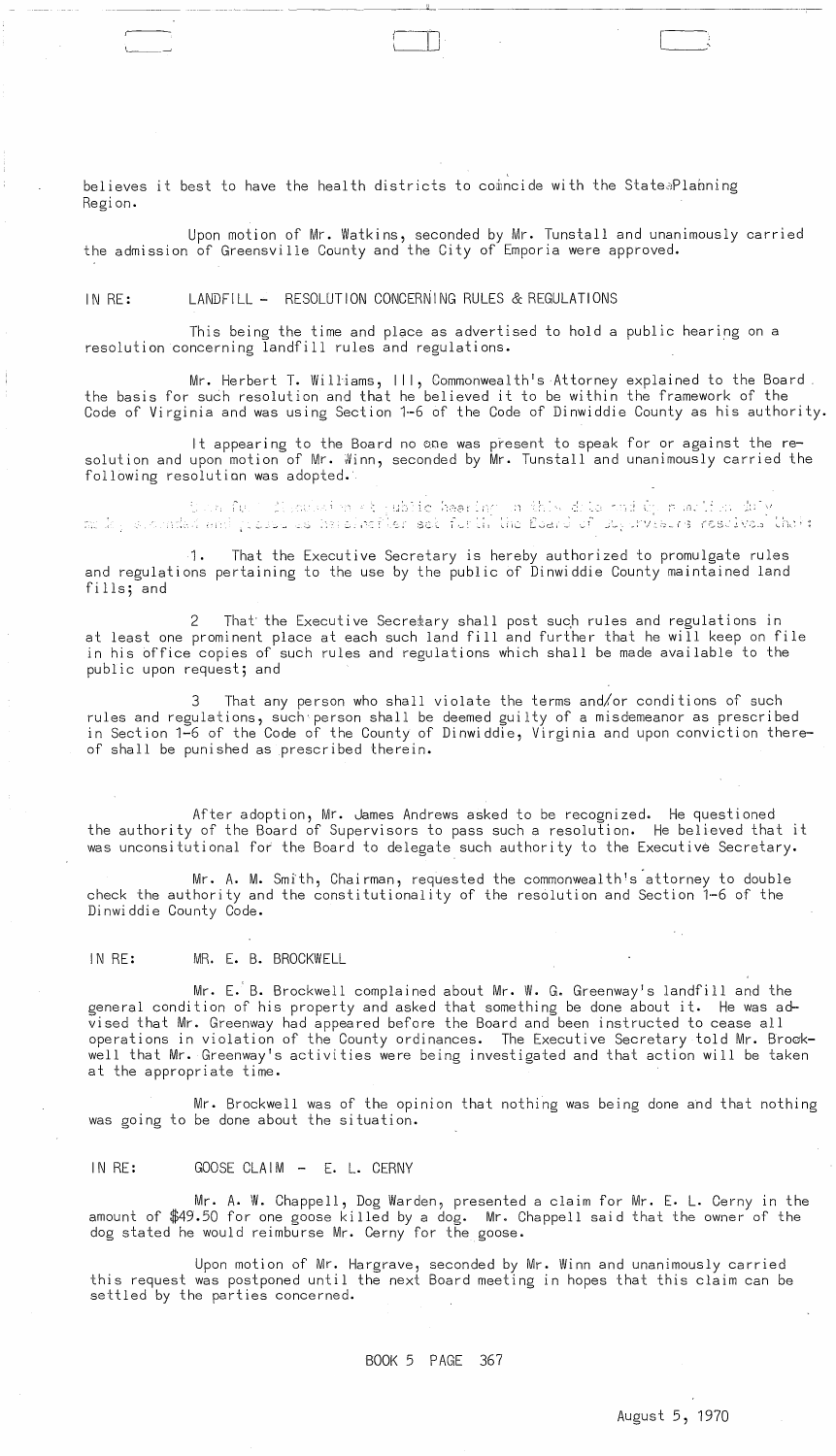believes it best to have the health districts to coincide with the State Planning Region.

Upon motion of Mr. Watkins, seconded by Mr. Tunstall and unanimously carried the admission of Greensville County and the City of Emporia were approved.

IN RE: LANDFILL - RESOLUTION CONCERNING RULES & REGULATIONS

This being the time and place as advertised to hold a public hearing on a resolution concerning landfill rules and regulations.

Mr. Herbert T. Williams, III, Commonwealth's Attorney explained to the Board the basis for such resolution and that he believed it to be within the framework of the Code of Virginia and was using Section 1-6 of the Code of Dinwiddie County as his authority.

It appearing to the Board no one was present to speak for or against the resolution and upon motion of Mr. Winn, seconded by Mr. Tunstall and unanimously carried the following resolution was adopted.

Upon full discussion at public hearing on this date and by a motion duly made, seconded and passed as hereinafter set forth the Board of Supervisors resolves that:

1. That the Executive Secretary is hereby authorized to promulgate rules and regulations pertaining to the use by the public of Dinwiddie County maintained land fills; and

2 That the Executive Secretary shall post such rules and regulations in at least one prominent place at each such land fill and further that he will keep on file in his office copies of such rules and regulations which shall be made available to the public upon request; and

3 That any person who shall violate the terms and/or conditions of such rules and regulations, such person shall be deemed guilty of a misdemeanor as prescribed in Section 1-6 of the Code of the County of Dinwiddie, Virginia and upon conviction thereof shall be punished as prescribed therein.

After adoption, Mr. James Andrews asked to be recognized. He questioned the authority of the Board of Supervisors to pass such a resolution. He believed that it was unconsitutional for the Board to delegate such authority to the Executive Secretary.

Mr. A. M. Smith, Chairman, requested the commonwealth's attorney to double check the authority and the constitutionality of the resolution and Section 1-6 of the Dinwiddie County Code.

IN RE: MR. E. B. BROCKWELL

Mr. E. B. Brockwell complained about Mr. W. G. Greenway's landfill and the general condition of his property and asked that something be done about it. He was advised that Mr. Greenway had appeared before the Board and been instructed to cease all operations in violation of the County ordinances. The Executive Secretary told Mr. Brockwell that Mr. Greenway's activities were being investigated and that action will be taken at the appropriate time.

Mr. Brockwell was of the opinion that nothing was being done and that nothing was going to be done about the situation.

IN RE: GOOSE CLAIM - E. L. CERNY

Mr. A. W. Chappell, Dog Warden, presented a claim for Mr. E. L. Cerny in the amount of $49.50 for one goose killed by a dog. Mr. Chappell said that the owner of the dog stated he would reimburse Mr. Cerny for the goose.

Upon motion of Mr. Hargrave, seconded by Mr. Winn and unanimously carried this request was postponed until the next Board meeting in hopes that this claim can be settled by the parties concerned.

BOOK 5 PAGE 367

August 5, 1970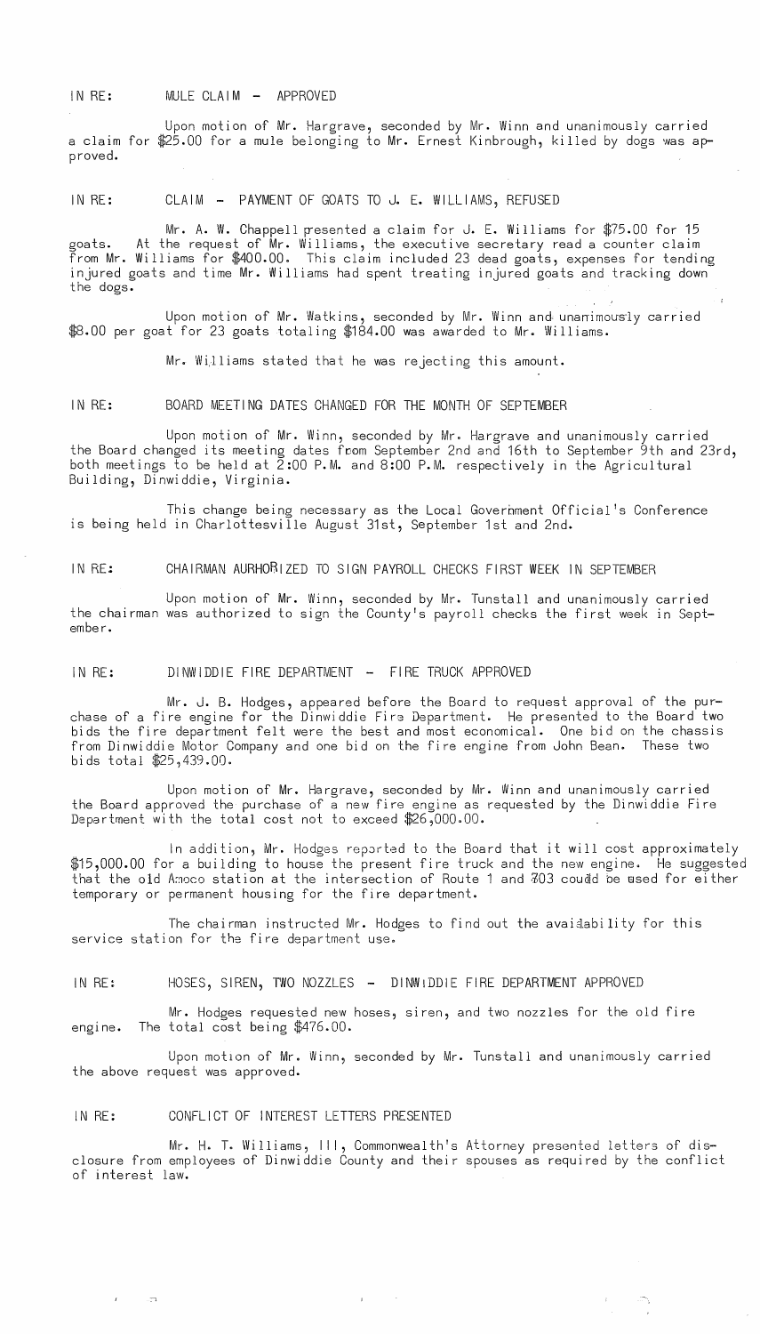IN RE: MULE CLAIM - APPROVED

Upon motion of Mr. Hargrave, seconded by Mr. Winn and unanimously carried a claim for $25.00 for a mule belonging to Mr. Ernest Kinbrough, killed by dogs was approved.

IN RE: CLAIM - PAYMENT OF GOATS TO J. E. WILLIAMS, REFUSED

Mr. A. W. Chappell presented a claim for J. E. Williams for $75.00 for 15 goats. At the request of Mr. Williams, the executive secretary read a counter claim from Mr. Williams for $400.00. This claim included 23 dead goats, expenses for tending injured goats and time Mr. Williams had spent treating injured goats and tracking down the dogs.

Upon motion of Mr. Watkins, seconded by Mr. Winn and unanimously carried $8.00 per goat for 23 goats totaling $184.00 was awarded to Mr. Williams.

Mr. Williams stated that he was rejecting this amount.

IN RE: BOARD MEETING DATES CHANGED FOR THE MONTH OF SEPTEMBER

Upon motion of Mr. Winn, seconded by Mr. Hargrave and unanimously carried the Board changed its meeting dates from September 2nd and 16th to September 9th and 23rd, both meetings to be held at 2:00 P.M. and 8:00 P.M. respectively in the Agricultural Building, Dinwiddie, Virginia.

This change being necessary as the Local Government Official's Conference is being held in Charlottesville August 31st, September 1st and 2nd.

IN RE: CHAIRMAN AURHORIZED TO SIGN PAYROLL CHECKS FIRST WEEK IN SEPTEMBER

Upon motion of Mr. Winn, seconded by Mr. Tunstall and unanimously carried the chairman was authorized to sign the County's payroll checks the first week in September.

IN RE: DINWIDDIE FIRE DEPARTMENT - FIRE TRUCK APPROVED

Mr. J. B. Hodges, appeared before the Board to request approval of the purchase of a fire engine for the Dinwiddie Fire Department. He presented to the Board two bids the fire department felt were the best and most economical. One bid on the chassis from Dinwiddie Motor Company and one bid on the fire engine from John Bean. These two bids total $25,439.00.

Upon motion of Mr. Hargrave, seconded by Mr. Winn and unanimously carried the Board approved the purchase of a new fire engine as requested by the Dinwiddie Fire Department with the total cost not to exceed $26,000.00.

In addition, Mr. Hodges reported to the Board that it will cost approximately $15,000.00 for a building to house the present fire truck and the new engine. He suggested that the old Amoco station at the intersection of Route 1 and 703 could be used for either temporary or permanent housing for the fire department.

The chairman instructed Mr. Hodges to find out the availability for this service station for the fire department use.

IN RE: HOSES, SIREN, TWO NOZZLES - DINWIDDIE FIRE DEPARTMENT APPROVED

Mr. Hodges requested new hoses, siren, and two nozzles for the old fire engine. The total cost being $476.00.

Upon motion of Mr. Winn, seconded by Mr. Tunstall and unanimously carried the above request was approved.

IN RE: CONFLICT OF INTEREST LETTERS PRESENTED

Mr. H. T. Williams, III, Commonwealth's Attorney presented letters of disclosure from employees of Dinwiddie County and their spouses as required by the conflict of interest law.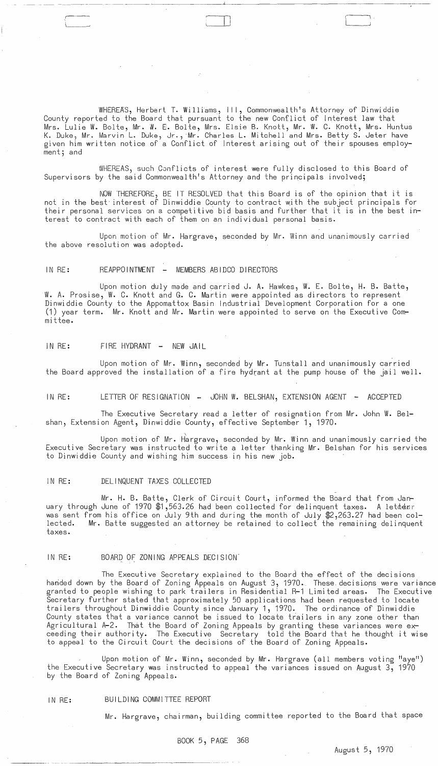WHEREAS, Herbert T. Williams, III, Commonwealth's Attorney of Dinwiddie County reported to the Board that pursuant to the new Conflict of Interest law that Mrs. Lulie W. Bolte, Mr. W. E. Bolte, Mrs. Elsie B. Knott, Mr. W. C. Knott, Mrs. Huntus K. Duke, Mr. Marvin L. Duke, Jr., Mr. Charles L. Mitchell and Mrs. Betty S. Jeter have given him written notice of a Conflict of Interest arising out of their spouses employment; and

WHEREAS, such Conflicts of interest were fully disclosed to this Board of Supervisors by the said Commonwealth's Attorney and the principals involved;

NOW THEREFORE, BE IT RESOLVED that this Board is of the opinion that it is not in the best interest of Dinwiddie County to contract with the subject principals for their personal services on a competitive bid basis and further that it is in the best interest to contract with each of them on an individual personal basis.

Upon motion of Mr. Hargrave, seconded by Mr. Winn and unanimously carried the above resolution was adopted.

IN RE: REAPPOINTMENT - MEMBERS ABIDCO DIRECTORS

Upon motion duly made and carried J. A. Hawkes, W. E. Bolte, H. B. Batte, W. A. Prosise, W. C. Knott and G. C. Martin were appointed as directors to represent Dinwiddie County to the Appomattox Basin Industrial Development Corporation for a one (1) year term. Mr. Knott and Mr. Martin were appointed to serve on the Executive Committee.

IN RE: FIRE HYDRANT - NEW JAIL

Upon motion of Mr. Winn, seconded by Mr. Tunstall and unanimously carried the Board approved the installation of a fire hydrant at the pump house of the jail well.

IN RE: LETTER OF RESIGNATION - JOHN W. BELSHAN, EXTENSION AGENT - ACCEPTED

The Executive Secretary read a letter of resignation from Mr. John W. Belshan, Extension Agent, Dinwiddie County, effective September 1, 1970.

Upon motion of Mr. Hargrave, seconded by Mr. Winn and unanimously carried the Executive Secretary was instructed to write a letter thanking Mr. Belshan for his services to Dinwiddie County and wishing him success in his new job.

IN RE: DELINQUENT TAXES COLLECTED

Mr. H. B. Batte, Clerk of Circuit Court, informed the Board that from January through June of 1970 $1,563.26 had been collected for delinquent taxes. A letter was sent from his office on July 9th and during the month of July $2,263.27 had been collected. Mr. Batte suggested an attorney be retained to collect the remaining delinquent taxes.

IN RE: BOARD OF ZONING APPEALS DECISION

The Executive Secretary explained to the Board the effect of the decisions handed down by the Board of Zoning Appeals on August 3, 1970. These decisions were variance granted to people wishing to park trailers in Residential R-1 Limited areas. The Executive Secretary further stated that approximately 50 applications had been requested to locate trailers throughout Dinwiddie County since January 1, 1970. The ordinance of Dinwiddie County states that a variance cannot be issued to locate trailers in any zone other than Agricultural A-2. That the Board of Zoning Appeals by granting these variances were exceeding their authority. The Executive Secretary told the Board that he thought it wise to appeal to the Circuit Court the decisions of the Board of Zoning Appeals.

Upon motion of Mr. Winn, seconded by Mr. Hargrave (all members voting "aye") the Executive Secretary was instructed to appeal the variances issued on August 3, 1970 by the Board of Zoning Appeals.

IN RE: BUILDING COMMITTEE REPORT

Mr. Hargrave, chairman, building committee reported to the Board that space

BOOK 5, PAGE 368

August 5, 1970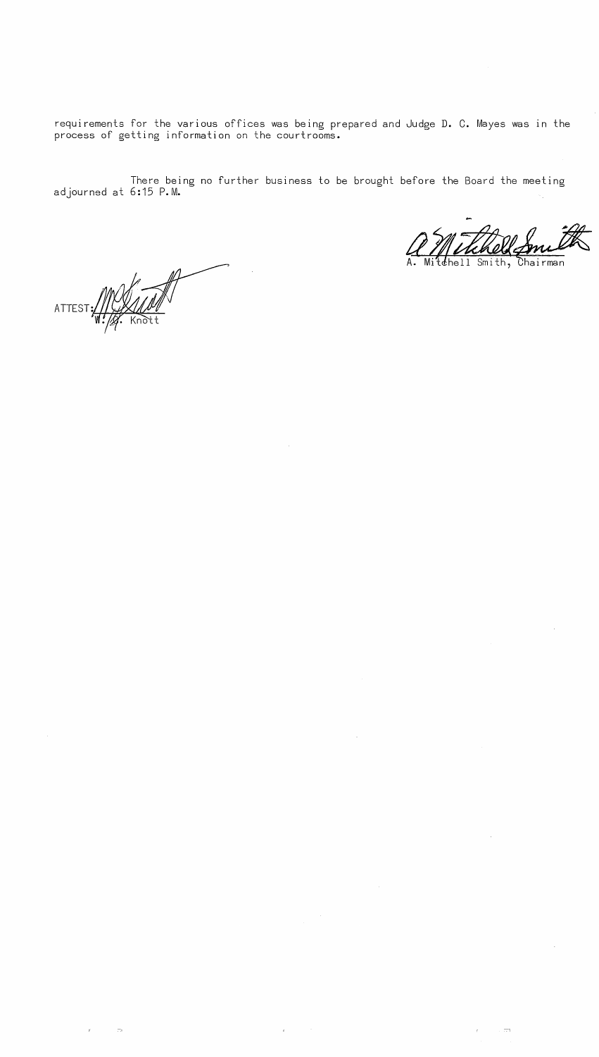requirements for the various offices was being prepared and Judge D. C. Mayes was in the process of getting information on the courtrooms.

There being no further business to be brought before the Board the meeting adjourned at 6:15 P.M.

A. Mitchell Smith, Chairman

ATTEST: W. Q. Knott